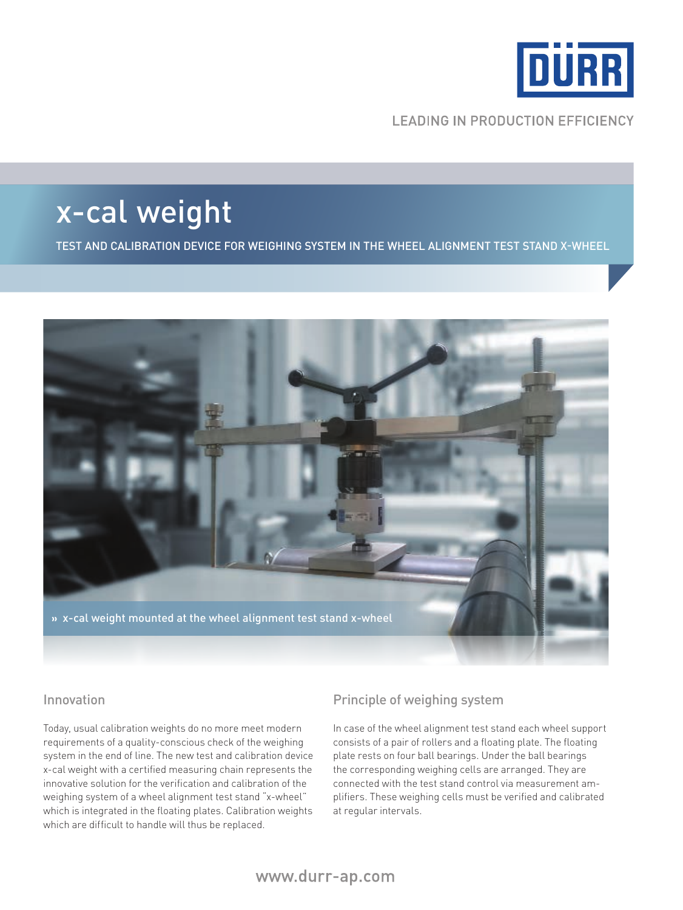LEADING IN PRODUCTION EFFICIENCY

# x-cal weight

TEST AND CALIBRATION DEVICE FOR WEIGHING SYSTEM IN THE WHEEL ALIGNMENT TEST STAND X-WHEEL

» x-cal weight mounted at the wheel alignment test stand x-wheel

## Innovation

Today, usual calibration weights do no more meet modern requirements of a quality-conscious check of the weighing system in the end of line. The new test and calibration device x-cal weight with a certified measuring chain represents the innovative solution for the verification and calibration of the weighing system of a wheel alignment test stand "x-wheel" which is integrated in the floating plates. Calibration weights which are difficult to handle will thus be replaced.

## Principle of weighing system

In case of the wheel alignment test stand each wheel support consists of a pair of rollers and a floating plate. The floating plate rests on four ball bearings. Under the ball bearings the corresponding weighing cells are arranged. They are connected with the test stand control via measurement amplifiers. These weighing cells must be verified and calibrated at regular intervals.

www.durr-ap.com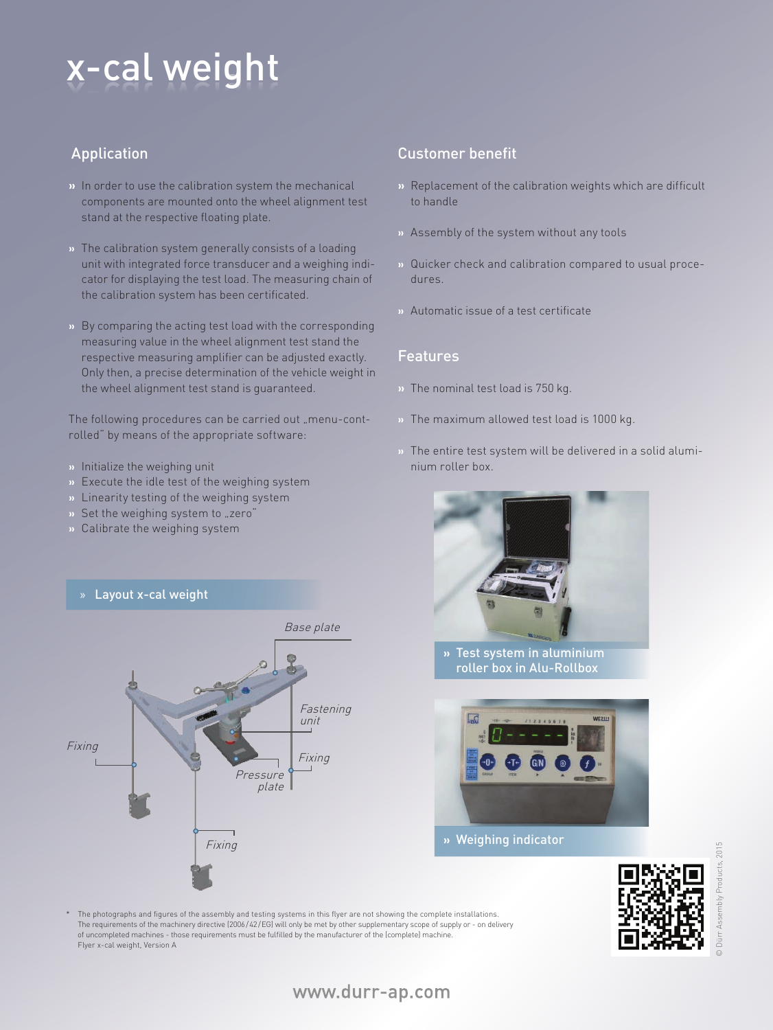# x-cal weight

## Application

- In order to use the calibration system the mechanical components are mounted onto the wheel alignment test stand at the respective floating plate.
- The calibration system generally consists of a loading unit with integrated force transducer and a weighing indicator for displaying the test load. The measuring chain of the calibration system has been certificated.
- By comparing the acting test load with the corresponding measuring value in the wheel alignment test stand the respective measuring amplifier can be adjusted exactly. Only then, a precise determination of the vehicle weight in the wheel alignment test stand is guaranteed.

The following procedures can be carried out „menu-controlled" by means of the appropriate software:

- Initialize the weighing unit
- Execute the idle test of the weighing system
- Linearity testing of the weighing system
- Set the weighing system to „zero"
- Calibrate the weighing system

### Layout x-cal weight

Base plate

Fastening unit

Fixing

Fixing

Pressure plate

Fixing

## Customer benefit

- Replacement of the calibration weights which are difficult to handle
- Assembly of the system without any tools
- Quicker check and calibration compared to usual procedures.
- Automatic issue of a test certificate

## Features

- The nominal test load is 750 kg.
- The maximum allowed test load is 1000 kg.
- The entire test system will be delivered in a solid aluminium roller box.

» Test system in aluminium roller box in Alu-Rollbox

» Weighing indicator

\* The photographs and figures of the assembly and testing systems in this flyer are not showing the complete installations. The requirements of the machinery directive (2006/42/EG) will only be met by other supplementary scope of supply or - on delivery of uncompleted machines - those requirements must be fulfilled by the manufacturer of the (complete) machine.
Flyer x-cal weight, Version A

© Dürr Assembly Products, 2015

www.durr-ap.com